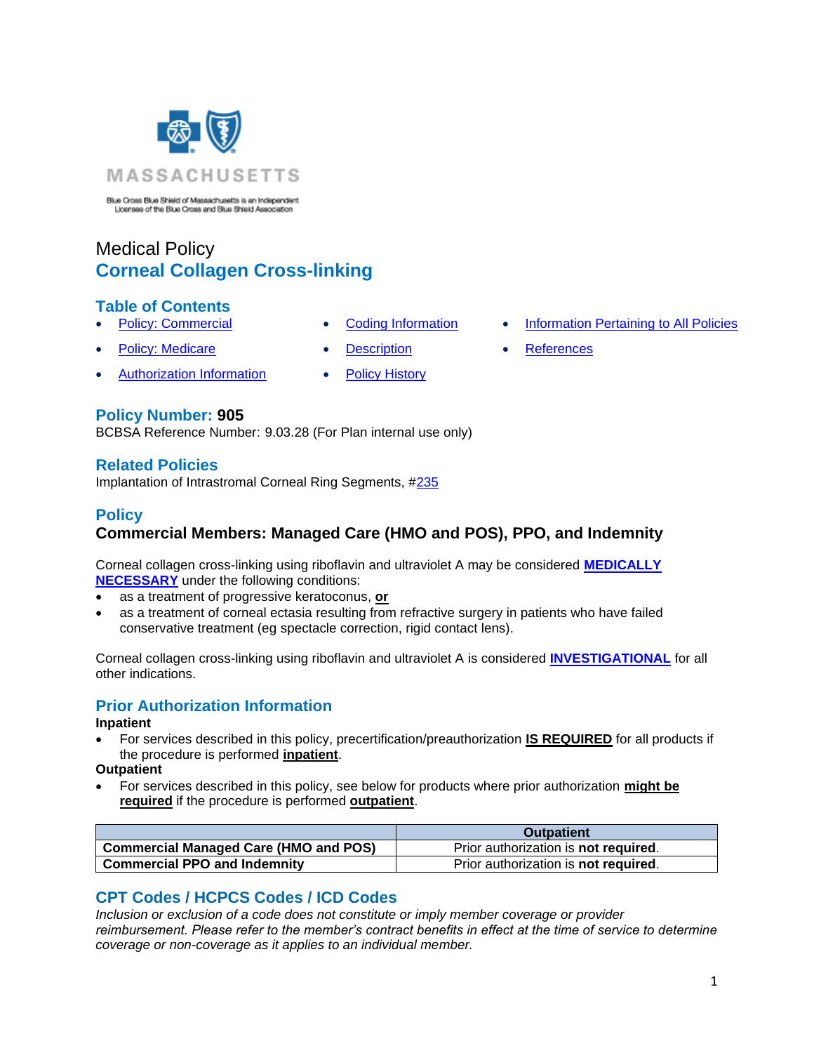MASSACHUSETTS

Blue Cross Blue Shield of Massachusetts is an Independent Licensee of the Blue Cross and Blue Shield Association

Medical Policy

# Corneal Collagen Cross-linking

## Table of Contents

- Policy: Commercial
- Policy: Medicare
- Authorization Information
- Coding Information
- Description
- Policy History
- Information Pertaining to All Policies
- References

## Policy Number: 905

BCBSA Reference Number: 9.03.28 (For Plan internal use only)

## Related Policies

Implantation of Intrastromal Corneal Ring Segments, #235

## Policy

### Commercial Members: Managed Care (HMO and POS), PPO, and Indemnity

Corneal collagen cross-linking using riboflavin and ultraviolet A may be considered **MEDICALLY NECESSARY** under the following conditions:

- as a treatment of progressive keratoconus, **or**
- as a treatment of corneal ectasia resulting from refractive surgery in patients who have failed conservative treatment (eg spectacle correction, rigid contact lens).

Corneal collagen cross-linking using riboflavin and ultraviolet A is considered **INVESTIGATIONAL** for all other indications.

## Prior Authorization Information

**Inpatient**

- For services described in this policy, precertification/preauthorization **IS REQUIRED** for all products if the procedure is performed **inpatient**.

**Outpatient**

- For services described in this policy, see below for products where prior authorization **might be required** if the procedure is performed **outpatient**.

| | Outpatient |
|---|---|
| **Commercial Managed Care (HMO and POS)** | Prior authorization is **not required**. |
| **Commercial PPO and Indemnity** | Prior authorization is **not required**. |

## CPT Codes / HCPCS Codes / ICD Codes

*Inclusion or exclusion of a code does not constitute or imply member coverage or provider reimbursement. Please refer to the member's contract benefits in effect at the time of service to determine coverage or non-coverage as it applies to an individual member.*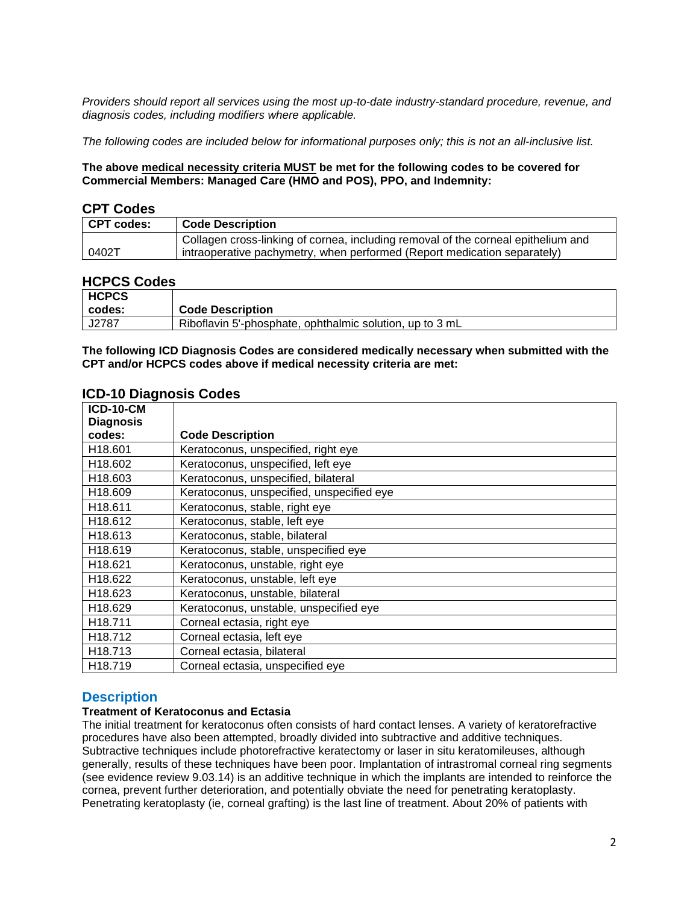*Providers should report all services using the most up-to-date industry-standard procedure, revenue, and diagnosis codes, including modifiers where applicable.*

*The following codes are included below for informational purposes only; this is not an all-inclusive list.*

**The above medical necessity criteria MUST be met for the following codes to be covered for Commercial Members: Managed Care (HMO and POS), PPO, and Indemnity:**

## CPT Codes

| CPT codes: | Code Description |
|---|---|
| 0402T | Collagen cross-linking of cornea, including removal of the corneal epithelium and intraoperative pachymetry, when performed (Report medication separately) |

## HCPCS Codes

| HCPCS codes: | Code Description |
|---|---|
| J2787 | Riboflavin 5'-phosphate, ophthalmic solution, up to 3 mL |

**The following ICD Diagnosis Codes are considered medically necessary when submitted with the CPT and/or HCPCS codes above if medical necessity criteria are met:**

## ICD-10 Diagnosis Codes

| ICD-10-CM Diagnosis codes: | Code Description |
|---|---|
| H18.601 | Keratoconus, unspecified, right eye |
| H18.602 | Keratoconus, unspecified, left eye |
| H18.603 | Keratoconus, unspecified, bilateral |
| H18.609 | Keratoconus, unspecified, unspecified eye |
| H18.611 | Keratoconus, stable, right eye |
| H18.612 | Keratoconus, stable, left eye |
| H18.613 | Keratoconus, stable, bilateral |
| H18.619 | Keratoconus, stable, unspecified eye |
| H18.621 | Keratoconus, unstable, right eye |
| H18.622 | Keratoconus, unstable, left eye |
| H18.623 | Keratoconus, unstable, bilateral |
| H18.629 | Keratoconus, unstable, unspecified eye |
| H18.711 | Corneal ectasia, right eye |
| H18.712 | Corneal ectasia, left eye |
| H18.713 | Corneal ectasia, bilateral |
| H18.719 | Corneal ectasia, unspecified eye |

## Description

### Treatment of Keratoconus and Ectasia

The initial treatment for keratoconus often consists of hard contact lenses. A variety of keratorefractive procedures have also been attempted, broadly divided into subtractive and additive techniques. Subtractive techniques include photorefractive keratectomy or laser in situ keratomileuses, although generally, results of these techniques have been poor. Implantation of intrastromal corneal ring segments (see evidence review 9.03.14) is an additive technique in which the implants are intended to reinforce the cornea, prevent further deterioration, and potentially obviate the need for penetrating keratoplasty. Penetrating keratoplasty (ie, corneal grafting) is the last line of treatment. About 20% of patients with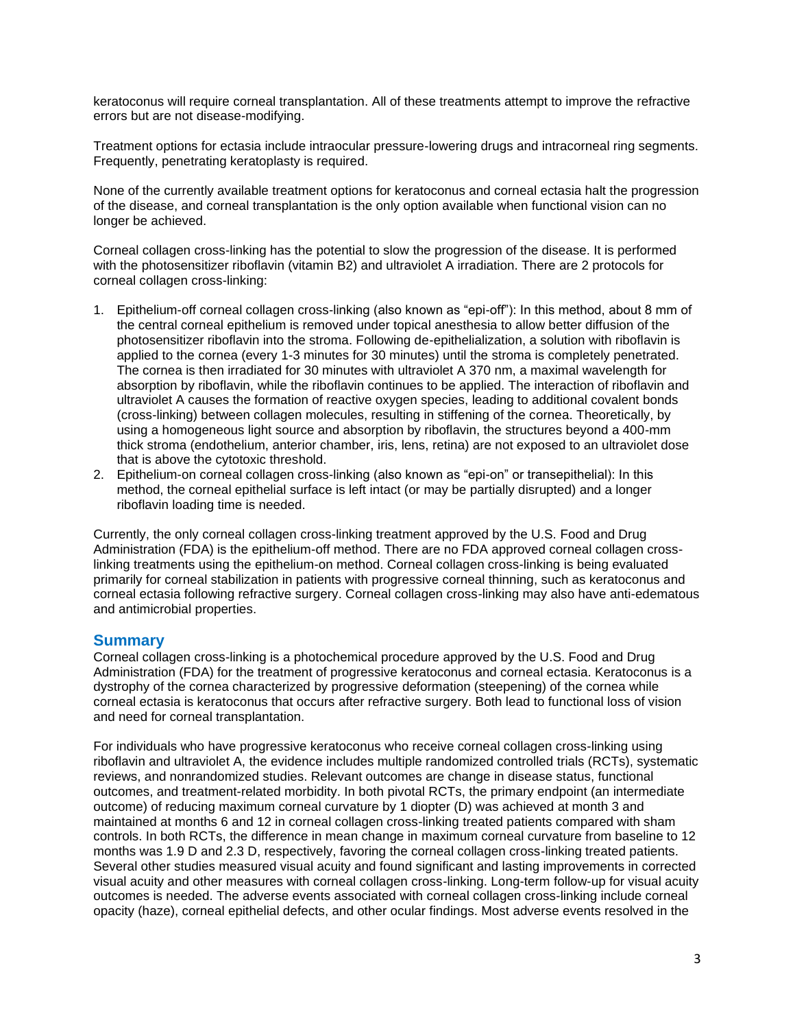keratoconus will require corneal transplantation. All of these treatments attempt to improve the refractive errors but are not disease-modifying.

Treatment options for ectasia include intraocular pressure-lowering drugs and intracorneal ring segments. Frequently, penetrating keratoplasty is required.

None of the currently available treatment options for keratoconus and corneal ectasia halt the progression of the disease, and corneal transplantation is the only option available when functional vision can no longer be achieved.

Corneal collagen cross-linking has the potential to slow the progression of the disease. It is performed with the photosensitizer riboflavin (vitamin B2) and ultraviolet A irradiation. There are 2 protocols for corneal collagen cross-linking:

1. Epithelium-off corneal collagen cross-linking (also known as "epi-off"): In this method, about 8 mm of the central corneal epithelium is removed under topical anesthesia to allow better diffusion of the photosensitizer riboflavin into the stroma. Following de-epithelialization, a solution with riboflavin is applied to the cornea (every 1-3 minutes for 30 minutes) until the stroma is completely penetrated. The cornea is then irradiated for 30 minutes with ultraviolet A 370 nm, a maximal wavelength for absorption by riboflavin, while the riboflavin continues to be applied. The interaction of riboflavin and ultraviolet A causes the formation of reactive oxygen species, leading to additional covalent bonds (cross-linking) between collagen molecules, resulting in stiffening of the cornea. Theoretically, by using a homogeneous light source and absorption by riboflavin, the structures beyond a 400-mm thick stroma (endothelium, anterior chamber, iris, lens, retina) are not exposed to an ultraviolet dose that is above the cytotoxic threshold.
2. Epithelium-on corneal collagen cross-linking (also known as "epi-on" or transepithelial): In this method, the corneal epithelial surface is left intact (or may be partially disrupted) and a longer riboflavin loading time is needed.

Currently, the only corneal collagen cross-linking treatment approved by the U.S. Food and Drug Administration (FDA) is the epithelium-off method. There are no FDA approved corneal collagen cross-linking treatments using the epithelium-on method. Corneal collagen cross-linking is being evaluated primarily for corneal stabilization in patients with progressive corneal thinning, such as keratoconus and corneal ectasia following refractive surgery. Corneal collagen cross-linking may also have anti-edematous and antimicrobial properties.

## Summary

Corneal collagen cross-linking is a photochemical procedure approved by the U.S. Food and Drug Administration (FDA) for the treatment of progressive keratoconus and corneal ectasia. Keratoconus is a dystrophy of the cornea characterized by progressive deformation (steepening) of the cornea while corneal ectasia is keratoconus that occurs after refractive surgery. Both lead to functional loss of vision and need for corneal transplantation.

For individuals who have progressive keratoconus who receive corneal collagen cross-linking using riboflavin and ultraviolet A, the evidence includes multiple randomized controlled trials (RCTs), systematic reviews, and nonrandomized studies. Relevant outcomes are change in disease status, functional outcomes, and treatment-related morbidity. In both pivotal RCTs, the primary endpoint (an intermediate outcome) of reducing maximum corneal curvature by 1 diopter (D) was achieved at month 3 and maintained at months 6 and 12 in corneal collagen cross-linking treated patients compared with sham controls. In both RCTs, the difference in mean change in maximum corneal curvature from baseline to 12 months was 1.9 D and 2.3 D, respectively, favoring the corneal collagen cross-linking treated patients. Several other studies measured visual acuity and found significant and lasting improvements in corrected visual acuity and other measures with corneal collagen cross-linking. Long-term follow-up for visual acuity outcomes is needed. The adverse events associated with corneal collagen cross-linking include corneal opacity (haze), corneal epithelial defects, and other ocular findings. Most adverse events resolved in the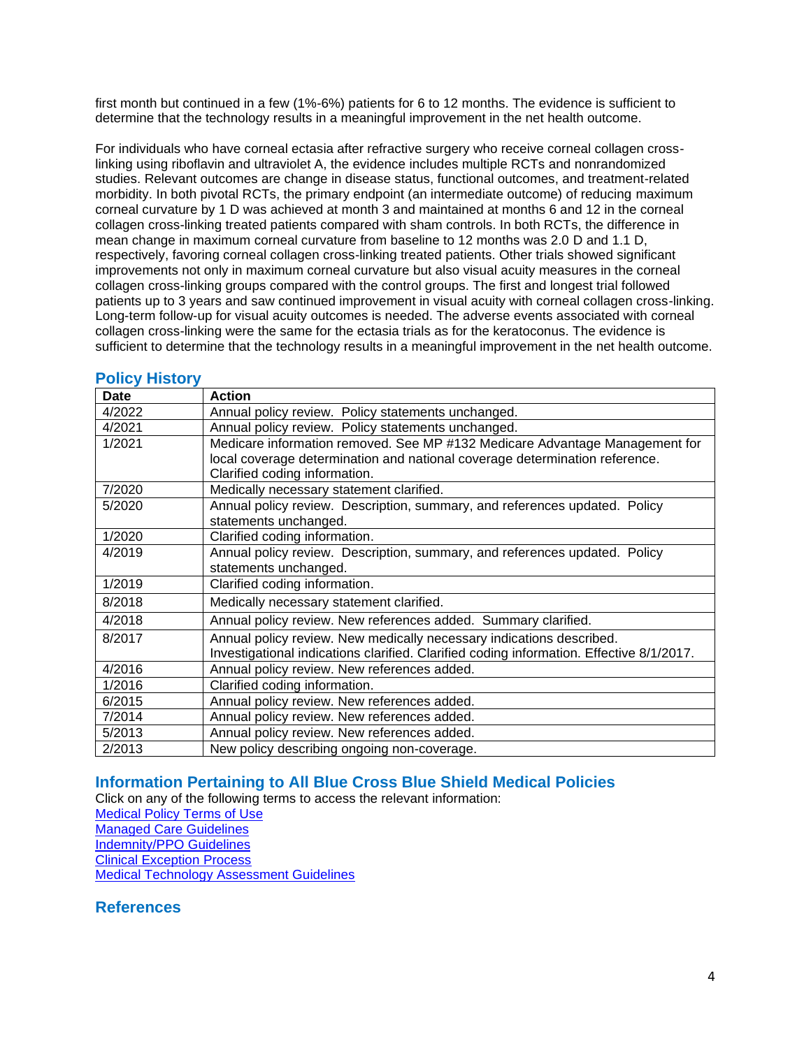first month but continued in a few (1%-6%) patients for 6 to 12 months. The evidence is sufficient to determine that the technology results in a meaningful improvement in the net health outcome.

For individuals who have corneal ectasia after refractive surgery who receive corneal collagen cross-linking using riboflavin and ultraviolet A, the evidence includes multiple RCTs and nonrandomized studies. Relevant outcomes are change in disease status, functional outcomes, and treatment-related morbidity. In both pivotal RCTs, the primary endpoint (an intermediate outcome) of reducing maximum corneal curvature by 1 D was achieved at month 3 and maintained at months 6 and 12 in the corneal collagen cross-linking treated patients compared with sham controls. In both RCTs, the difference in mean change in maximum corneal curvature from baseline to 12 months was 2.0 D and 1.1 D, respectively, favoring corneal collagen cross-linking treated patients. Other trials showed significant improvements not only in maximum corneal curvature but also visual acuity measures in the corneal collagen cross-linking groups compared with the control groups. The first and longest trial followed patients up to 3 years and saw continued improvement in visual acuity with corneal collagen cross-linking. Long-term follow-up for visual acuity outcomes is needed. The adverse events associated with corneal collagen cross-linking were the same for the ectasia trials as for the keratoconus. The evidence is sufficient to determine that the technology results in a meaningful improvement in the net health outcome.

## Policy History

| Date | Action |
|---|---|
| 4/2022 | Annual policy review. Policy statements unchanged. |
| 4/2021 | Annual policy review. Policy statements unchanged. |
| 1/2021 | Medicare information removed. See MP #132 Medicare Advantage Management for local coverage determination and national coverage determination reference. Clarified coding information. |
| 7/2020 | Medically necessary statement clarified. |
| 5/2020 | Annual policy review. Description, summary, and references updated. Policy statements unchanged. |
| 1/2020 | Clarified coding information. |
| 4/2019 | Annual policy review. Description, summary, and references updated. Policy statements unchanged. |
| 1/2019 | Clarified coding information. |
| 8/2018 | Medically necessary statement clarified. |
| 4/2018 | Annual policy review. New references added. Summary clarified. |
| 8/2017 | Annual policy review. New medically necessary indications described. Investigational indications clarified. Clarified coding information. Effective 8/1/2017. |
| 4/2016 | Annual policy review. New references added. |
| 1/2016 | Clarified coding information. |
| 6/2015 | Annual policy review. New references added. |
| 7/2014 | Annual policy review. New references added. |
| 5/2013 | Annual policy review. New references added. |
| 2/2013 | New policy describing ongoing non-coverage. |

## Information Pertaining to All Blue Cross Blue Shield Medical Policies

Click on any of the following terms to access the relevant information:

Medical Policy Terms of Use
Managed Care Guidelines
Indemnity/PPO Guidelines
Clinical Exception Process
Medical Technology Assessment Guidelines

## References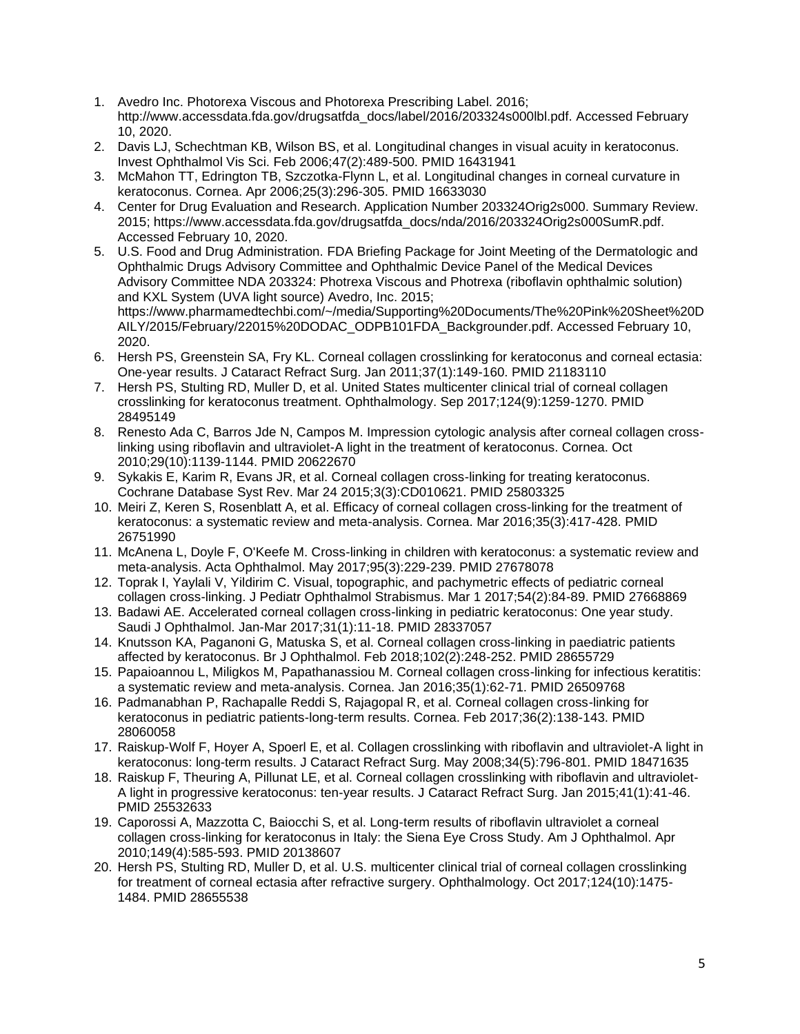1. Avedro Inc. Photorexa Viscous and Photorexa Prescribing Label. 2016; http://www.accessdata.fda.gov/drugsatfda_docs/label/2016/203324s000lbl.pdf. Accessed February 10, 2020.
2. Davis LJ, Schechtman KB, Wilson BS, et al. Longitudinal changes in visual acuity in keratoconus. Invest Ophthalmol Vis Sci. Feb 2006;47(2):489-500. PMID 16431941
3. McMahon TT, Edrington TB, Szczotka-Flynn L, et al. Longitudinal changes in corneal curvature in keratoconus. Cornea. Apr 2006;25(3):296-305. PMID 16633030
4. Center for Drug Evaluation and Research. Application Number 203324Orig2s000. Summary Review. 2015; https://www.accessdata.fda.gov/drugsatfda_docs/nda/2016/203324Orig2s000SumR.pdf. Accessed February 10, 2020.
5. U.S. Food and Drug Administration. FDA Briefing Package for Joint Meeting of the Dermatologic and Ophthalmic Drugs Advisory Committee and Ophthalmic Device Panel of the Medical Devices Advisory Committee NDA 203324: Photrexa Viscous and Photrexa (riboflavin ophthalmic solution) and KXL System (UVA light source) Avedro, Inc. 2015; https://www.pharmamedtechbi.com/~/media/Supporting%20Documents/The%20Pink%20Sheet%20DAILY/2015/February/22015%20DODAC_ODPB101FDA_Backgrounder.pdf. Accessed February 10, 2020.
6. Hersh PS, Greenstein SA, Fry KL. Corneal collagen crosslinking for keratoconus and corneal ectasia: One-year results. J Cataract Refract Surg. Jan 2011;37(1):149-160. PMID 21183110
7. Hersh PS, Stulting RD, Muller D, et al. United States multicenter clinical trial of corneal collagen crosslinking for keratoconus treatment. Ophthalmology. Sep 2017;124(9):1259-1270. PMID 28495149
8. Renesto Ada C, Barros Jde N, Campos M. Impression cytologic analysis after corneal collagen cross-linking using riboflavin and ultraviolet-A light in the treatment of keratoconus. Cornea. Oct 2010;29(10):1139-1144. PMID 20622670
9. Sykakis E, Karim R, Evans JR, et al. Corneal collagen cross-linking for treating keratoconus. Cochrane Database Syst Rev. Mar 24 2015;3(3):CD010621. PMID 25803325
10. Meiri Z, Keren S, Rosenblatt A, et al. Efficacy of corneal collagen cross-linking for the treatment of keratoconus: a systematic review and meta-analysis. Cornea. Mar 2016;35(3):417-428. PMID 26751990
11. McAnena L, Doyle F, O'Keefe M. Cross-linking in children with keratoconus: a systematic review and meta-analysis. Acta Ophthalmol. May 2017;95(3):229-239. PMID 27678078
12. Toprak I, Yaylali V, Yildirim C. Visual, topographic, and pachymetric effects of pediatric corneal collagen cross-linking. J Pediatr Ophthalmol Strabismus. Mar 1 2017;54(2):84-89. PMID 27668869
13. Badawi AE. Accelerated corneal collagen cross-linking in pediatric keratoconus: One year study. Saudi J Ophthalmol. Jan-Mar 2017;31(1):11-18. PMID 28337057
14. Knutsson KA, Paganoni G, Matuska S, et al. Corneal collagen cross-linking in paediatric patients affected by keratoconus. Br J Ophthalmol. Feb 2018;102(2):248-252. PMID 28655729
15. Papaioannou L, Miligkos M, Papathanassiou M. Corneal collagen cross-linking for infectious keratitis: a systematic review and meta-analysis. Cornea. Jan 2016;35(1):62-71. PMID 26509768
16. Padmanabhan P, Rachapalle Reddi S, Rajagopal R, et al. Corneal collagen cross-linking for keratoconus in pediatric patients-long-term results. Cornea. Feb 2017;36(2):138-143. PMID 28060058
17. Raiskup-Wolf F, Hoyer A, Spoerl E, et al. Collagen crosslinking with riboflavin and ultraviolet-A light in keratoconus: long-term results. J Cataract Refract Surg. May 2008;34(5):796-801. PMID 18471635
18. Raiskup F, Theuring A, Pillunat LE, et al. Corneal collagen crosslinking with riboflavin and ultraviolet-A light in progressive keratoconus: ten-year results. J Cataract Refract Surg. Jan 2015;41(1):41-46. PMID 25532633
19. Caporossi A, Mazzotta C, Baiocchi S, et al. Long-term results of riboflavin ultraviolet a corneal collagen cross-linking for keratoconus in Italy: the Siena Eye Cross Study. Am J Ophthalmol. Apr 2010;149(4):585-593. PMID 20138607
20. Hersh PS, Stulting RD, Muller D, et al. U.S. multicenter clinical trial of corneal collagen crosslinking for treatment of corneal ectasia after refractive surgery. Ophthalmology. Oct 2017;124(10):1475-1484. PMID 28655538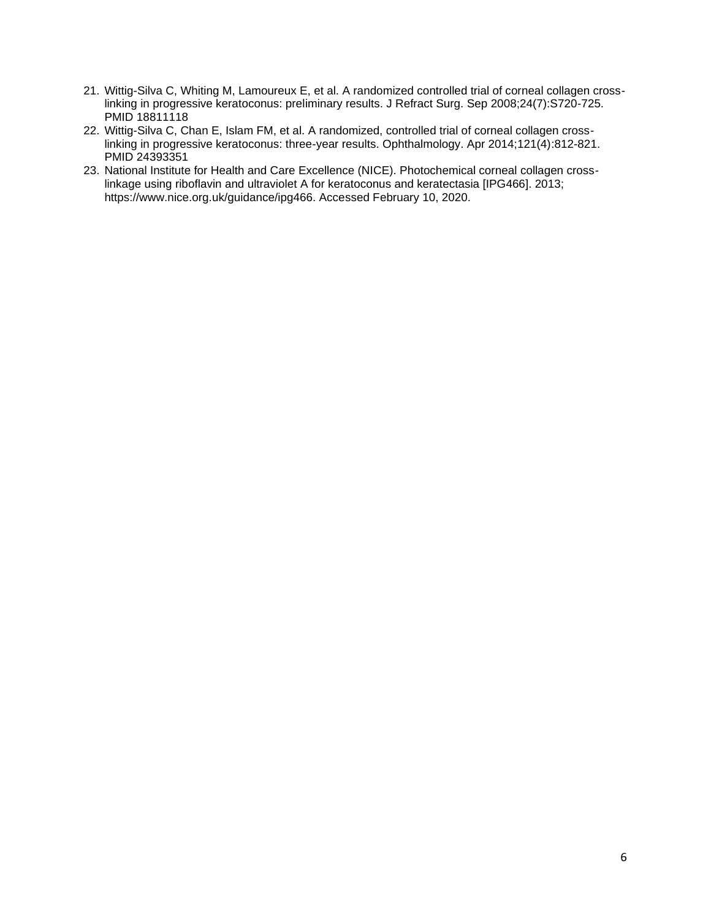21. Wittig-Silva C, Whiting M, Lamoureux E, et al. A randomized controlled trial of corneal collagen cross-linking in progressive keratoconus: preliminary results. J Refract Surg. Sep 2008;24(7):S720-725. PMID 18811118
22. Wittig-Silva C, Chan E, Islam FM, et al. A randomized, controlled trial of corneal collagen cross-linking in progressive keratoconus: three-year results. Ophthalmology. Apr 2014;121(4):812-821. PMID 24393351
23. National Institute for Health and Care Excellence (NICE). Photochemical corneal collagen cross-linkage using riboflavin and ultraviolet A for keratoconus and keratectasia [IPG466]. 2013; https://www.nice.org.uk/guidance/ipg466. Accessed February 10, 2020.